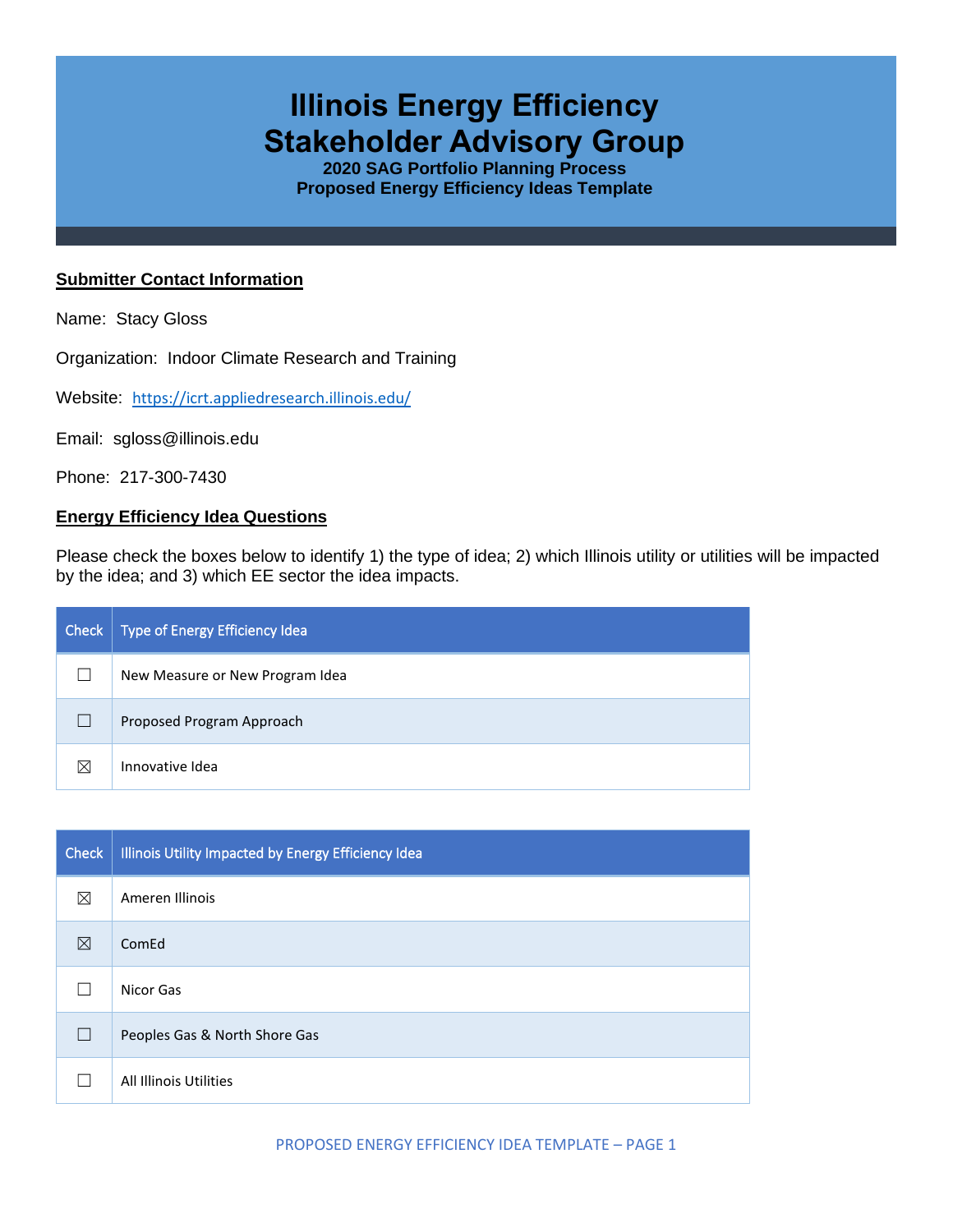# Illinois Energy Efficiency Stakeholder Advisory Group

**2020 SAG Portfolio Planning Process**
**Proposed Energy Efficiency Ideas Template**

## Submitter Contact Information

Name: Stacy Gloss

Organization: Indoor Climate Research and Training

Website: https://icrt.appliedresearch.illinois.edu/

Email: sgloss@illinois.edu

Phone: 217-300-7430

## Energy Efficiency Idea Questions

Please check the boxes below to identify 1) the type of idea; 2) which Illinois utility or utilities will be impacted by the idea; and 3) which EE sector the idea impacts.

| Check | Type of Energy Efficiency Idea |
|---|---|
| ☐ | New Measure or New Program Idea |
| ☐ | Proposed Program Approach |
| ☒ | Innovative Idea |

| Check | Illinois Utility Impacted by Energy Efficiency Idea |
|---|---|
| ☒ | Ameren Illinois |
| ☒ | ComEd |
| ☐ | Nicor Gas |
| ☐ | Peoples Gas & North Shore Gas |
| ☐ | All Illinois Utilities |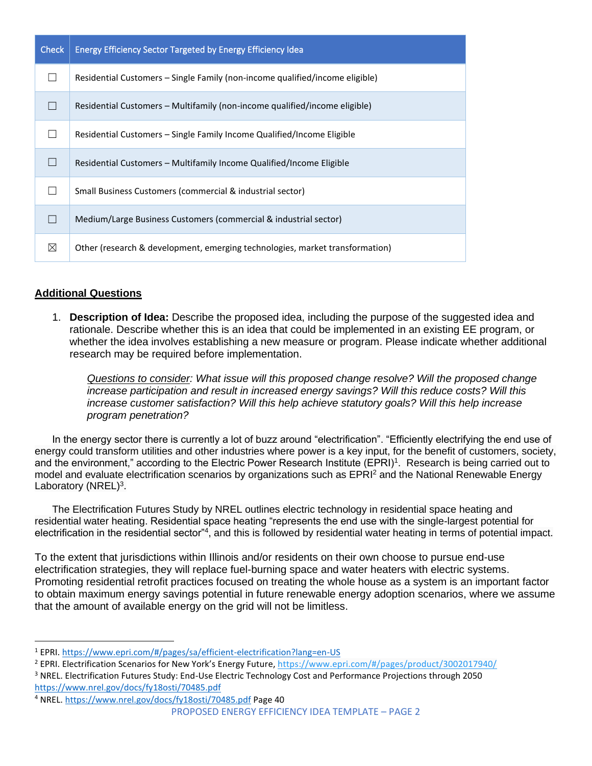| Check | Energy Efficiency Sector Targeted by Energy Efficiency Idea |
| --- | --- |
| ☐ | Residential Customers – Single Family (non-income qualified/income eligible) |
| ☐ | Residential Customers – Multifamily (non-income qualified/income eligible) |
| ☐ | Residential Customers – Single Family Income Qualified/Income Eligible |
| ☐ | Residential Customers – Multifamily Income Qualified/Income Eligible |
| ☐ | Small Business Customers (commercial & industrial sector) |
| ☐ | Medium/Large Business Customers (commercial & industrial sector) |
| ☒ | Other (research & development, emerging technologies, market transformation) |

## Additional Questions

1. **Description of Idea:** Describe the proposed idea, including the purpose of the suggested idea and rationale. Describe whether this is an idea that could be implemented in an existing EE program, or whether the idea involves establishing a new measure or program. Please indicate whether additional research may be required before implementation.

   *Questions to consider: What issue will this proposed change resolve? Will the proposed change increase participation and result in increased energy savings? Will this reduce costs? Will this increase customer satisfaction? Will this help achieve statutory goals? Will this help increase program penetration?*

In the energy sector there is currently a lot of buzz around "electrification". "Efficiently electrifying the end use of energy could transform utilities and other industries where power is a key input, for the benefit of customers, society, and the environment," according to the Electric Power Research Institute (EPRI)[1]. Research is being carried out to model and evaluate electrification scenarios by organizations such as EPRI[2] and the National Renewable Energy Laboratory (NREL)[3].

The Electrification Futures Study by NREL outlines electric technology in residential space heating and residential water heating. Residential space heating "represents the end use with the single-largest potential for electrification in the residential sector"[4], and this is followed by residential water heating in terms of potential impact.

To the extent that jurisdictions within Illinois and/or residents on their own choose to pursue end-use electrification strategies, they will replace fuel-burning space and water heaters with electric systems. Promoting residential retrofit practices focused on treating the whole house as a system is an important factor to obtain maximum energy savings potential in future renewable energy adoption scenarios, where we assume that the amount of available energy on the grid will not be limitless.

---

[1] EPRI. https://www.epri.com/#/pages/sa/efficient-electrification?lang=en-US

[2] EPRI. Electrification Scenarios for New York's Energy Future, https://www.epri.com/#/pages/product/3002017940/

[3] NREL. Electrification Futures Study: End-Use Electric Technology Cost and Performance Projections through 2050 https://www.nrel.gov/docs/fy18osti/70485.pdf

[4] NREL. https://www.nrel.gov/docs/fy18osti/70485.pdf Page 40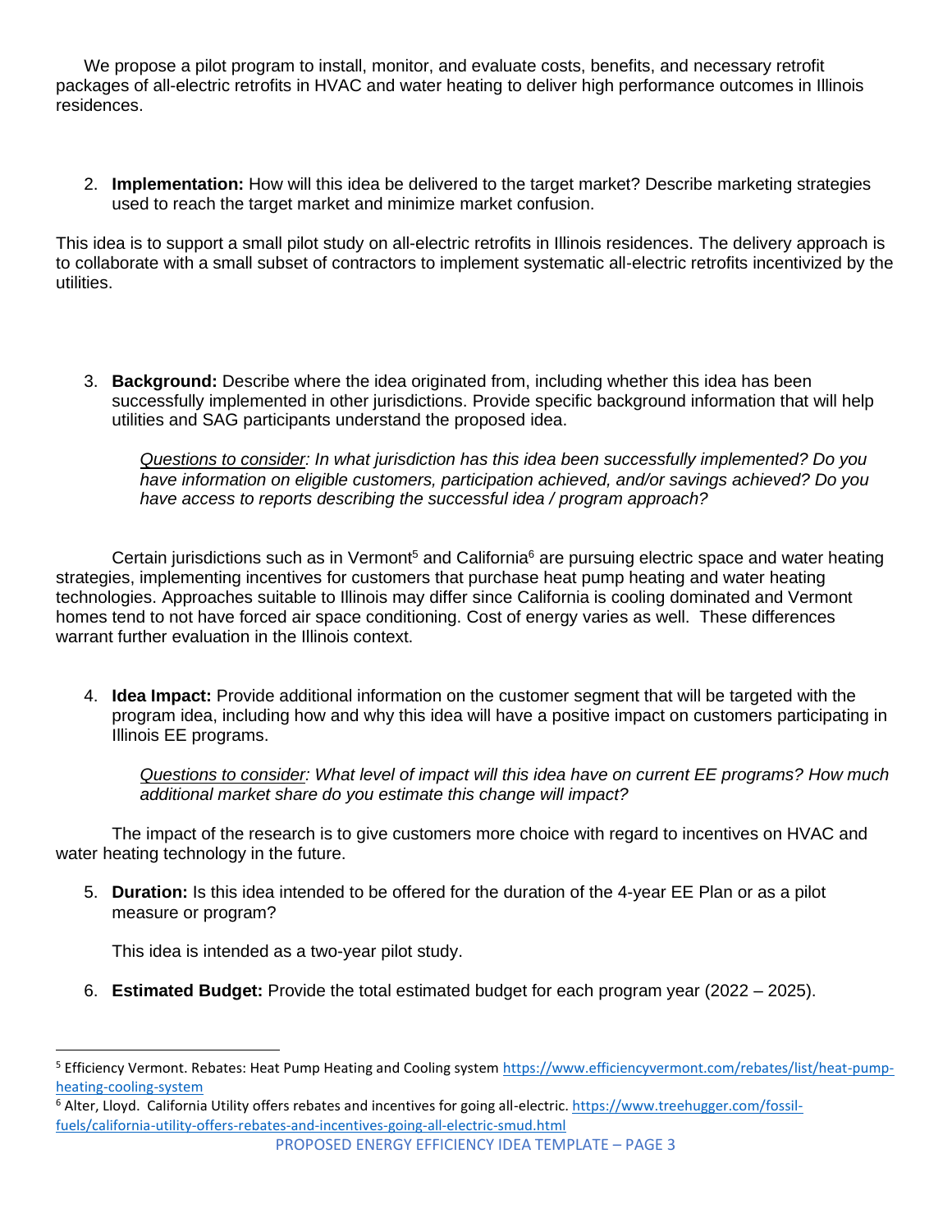We propose a pilot program to install, monitor, and evaluate costs, benefits, and necessary retrofit packages of all-electric retrofits in HVAC and water heating to deliver high performance outcomes in Illinois residences.

2. **Implementation:** How will this idea be delivered to the target market? Describe marketing strategies used to reach the target market and minimize market confusion.

This idea is to support a small pilot study on all-electric retrofits in Illinois residences. The delivery approach is to collaborate with a small subset of contractors to implement systematic all-electric retrofits incentivized by the utilities.

3. **Background:** Describe where the idea originated from, including whether this idea has been successfully implemented in other jurisdictions. Provide specific background information that will help utilities and SAG participants understand the proposed idea.

    *Questions to consider: In what jurisdiction has this idea been successfully implemented? Do you have information on eligible customers, participation achieved, and/or savings achieved? Do you have access to reports describing the successful idea / program approach?*

Certain jurisdictions such as in Vermont[5] and California[6] are pursuing electric space and water heating strategies, implementing incentives for customers that purchase heat pump heating and water heating technologies. Approaches suitable to Illinois may differ since California is cooling dominated and Vermont homes tend to not have forced air space conditioning. Cost of energy varies as well. These differences warrant further evaluation in the Illinois context.

4. **Idea Impact:** Provide additional information on the customer segment that will be targeted with the program idea, including how and why this idea will have a positive impact on customers participating in Illinois EE programs.

    *Questions to consider: What level of impact will this idea have on current EE programs? How much additional market share do you estimate this change will impact?*

The impact of the research is to give customers more choice with regard to incentives on HVAC and water heating technology in the future.

5. **Duration:** Is this idea intended to be offered for the duration of the 4-year EE Plan or as a pilot measure or program?

    This idea is intended as a two-year pilot study.

6. **Estimated Budget:** Provide the total estimated budget for each program year (2022 – 2025).

---

[5] Efficiency Vermont. Rebates: Heat Pump Heating and Cooling system https://www.efficiencyvermont.com/rebates/list/heat-pump-heating-cooling-system

[6] Alter, Lloyd. California Utility offers rebates and incentives for going all-electric. https://www.treehugger.com/fossil-fuels/california-utility-offers-rebates-and-incentives-going-all-electric-smud.html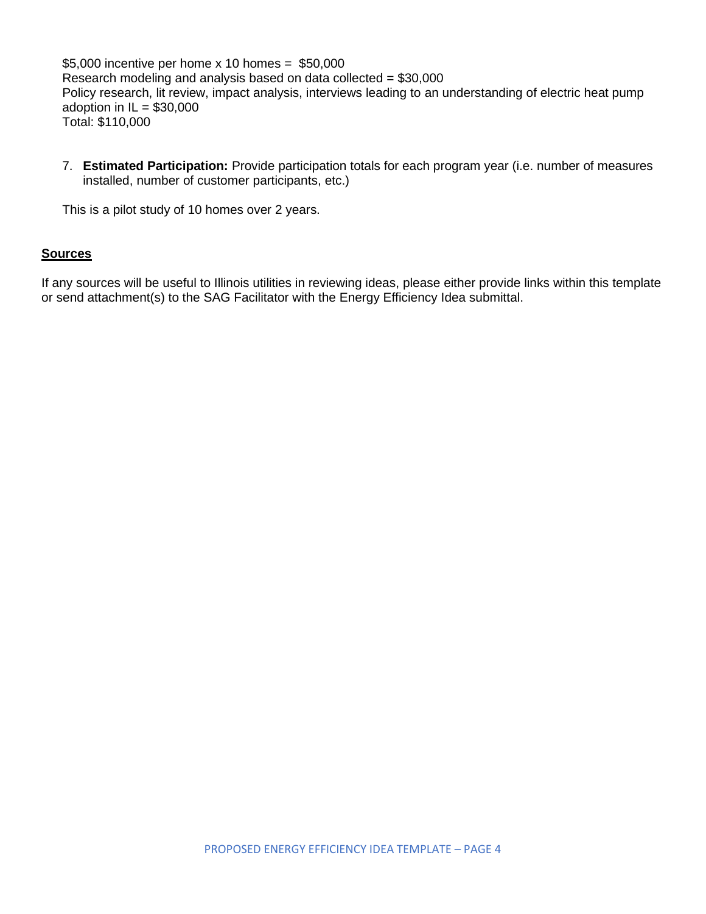$5,000 incentive per home x 10 homes = $50,000
Research modeling and analysis based on data collected = $30,000
Policy research, lit review, impact analysis, interviews leading to an understanding of electric heat pump adoption in IL = $30,000
Total: $110,000

7. **Estimated Participation:** Provide participation totals for each program year (i.e. number of measures installed, number of customer participants, etc.)

This is a pilot study of 10 homes over 2 years.

**Sources**

If any sources will be useful to Illinois utilities in reviewing ideas, please either provide links within this template or send attachment(s) to the SAG Facilitator with the Energy Efficiency Idea submittal.